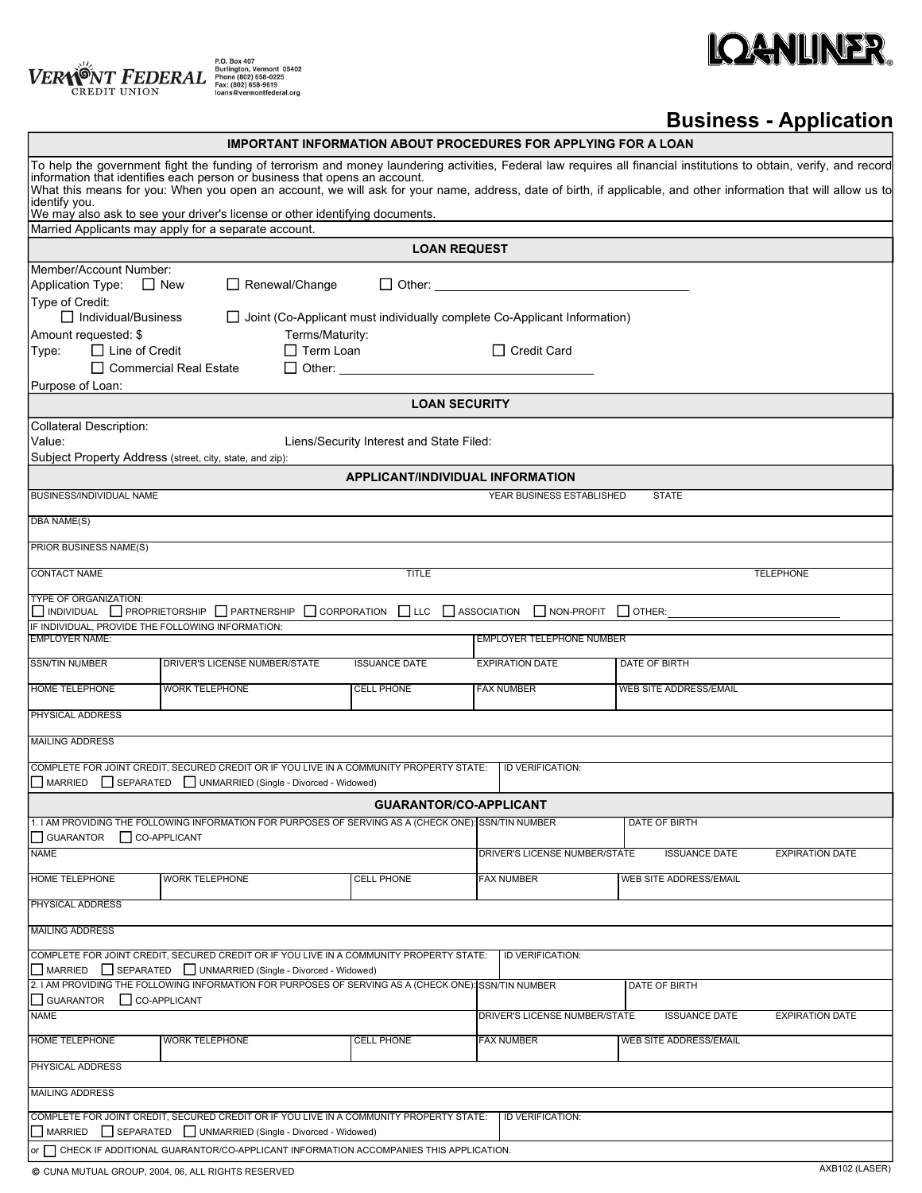**VERMONT FEDERAL**
CREDIT UNION

P.O. Box 407
Burlington, Vermont 05402
Phone (802) 658-0225
Fax: (802) 658-9619
loans@vermontfederal.org

LOANLINER®

# Business - Application

## IMPORTANT INFORMATION ABOUT PROCEDURES FOR APPLYING FOR A LOAN

To help the government fight the funding of terrorism and money laundering activities, Federal law requires all financial institutions to obtain, verify, and record information that identifies each person or business that opens an account.
What this means for you: When you open an account, we will ask for your name, address, date of birth, if applicable, and other information that will allow us to identify you.
We may also ask to see your driver's license or other identifying documents.

Married Applicants may apply for a separate account.

## LOAN REQUEST

Member/Account Number:

Application Type: ☐ New ☐ Renewal/Change ☐ Other: ____________________

Type of Credit:
☐ Individual/Business ☐ Joint (Co-Applicant must individually complete Co-Applicant Information)

Amount requested: $ Terms/Maturity:

Type: ☐ Line of Credit ☐ Term Loan ☐ Credit Card
☐ Commercial Real Estate ☐ Other: ____________________

Purpose of Loan:

## LOAN SECURITY

Collateral Description:

Value: Liens/Security Interest and State Filed:

Subject Property Address (street, city, state, and zip):

## APPLICANT/INDIVIDUAL INFORMATION

| BUSINESS/INDIVIDUAL NAME | | YEAR BUSINESS ESTABLISHED | STATE |
|---|---|---|---|
| | | | |

DBA NAME(S)

PRIOR BUSINESS NAME(S)

| CONTACT NAME | TITLE | TELEPHONE |
|---|---|---|
| | | |

TYPE OF ORGANIZATION:
☐ INDIVIDUAL ☐ PROPRIETORSHIP ☐ PARTNERSHIP ☐ CORPORATION ☐ LLC ☐ ASSOCIATION ☐ NON-PROFIT ☐ OTHER: ____________

IF INDIVIDUAL, PROVIDE THE FOLLOWING INFORMATION:

| EMPLOYER NAME: | | | EMPLOYER TELEPHONE NUMBER | |
|---|---|---|---|---|
| SSN/TIN NUMBER | DRIVER'S LICENSE NUMBER/STATE | ISSUANCE DATE | EXPIRATION DATE | DATE OF BIRTH |
| HOME TELEPHONE | WORK TELEPHONE | CELL PHONE | FAX NUMBER | WEB SITE ADDRESS/EMAIL |

PHYSICAL ADDRESS

MAILING ADDRESS

COMPLETE FOR JOINT CREDIT, SECURED CREDIT OR IF YOU LIVE IN A COMMUNITY PROPERTY STATE:
☐ MARRIED ☐ SEPARATED ☐ UNMARRIED (Single - Divorced - Widowed)

ID VERIFICATION:

## GUARANTOR/CO-APPLICANT

1. I AM PROVIDING THE FOLLOWING INFORMATION FOR PURPOSES OF SERVING AS A (CHECK ONE):
☐ GUARANTOR ☐ CO-APPLICANT

| SSN/TIN NUMBER | DATE OF BIRTH | |
|---|---|---|
| | | |

| NAME | DRIVER'S LICENSE NUMBER/STATE | ISSUANCE DATE | EXPIRATION DATE |
|---|---|---|---|
| | | | |

| HOME TELEPHONE | WORK TELEPHONE | CELL PHONE | FAX NUMBER | WEB SITE ADDRESS/EMAIL |
|---|---|---|---|---|
| | | | | |

PHYSICAL ADDRESS

MAILING ADDRESS

COMPLETE FOR JOINT CREDIT, SECURED CREDIT OR IF YOU LIVE IN A COMMUNITY PROPERTY STATE:
☐ MARRIED ☐ SEPARATED ☐ UNMARRIED (Single - Divorced - Widowed)

ID VERIFICATION:

2. I AM PROVIDING THE FOLLOWING INFORMATION FOR PURPOSES OF SERVING AS A (CHECK ONE):
☐ GUARANTOR ☐ CO-APPLICANT

| SSN/TIN NUMBER | DATE OF BIRTH | |
|---|---|---|
| | | |

| NAME | DRIVER'S LICENSE NUMBER/STATE | ISSUANCE DATE | EXPIRATION DATE |
|---|---|---|---|
| | | | |

| HOME TELEPHONE | WORK TELEPHONE | CELL PHONE | FAX NUMBER | WEB SITE ADDRESS/EMAIL |
|---|---|---|---|---|
| | | | | |

PHYSICAL ADDRESS

MAILING ADDRESS

COMPLETE FOR JOINT CREDIT, SECURED CREDIT OR IF YOU LIVE IN A COMMUNITY PROPERTY STATE:
☐ MARRIED ☐ SEPARATED ☐ UNMARRIED (Single - Divorced - Widowed)

ID VERIFICATION:

or ☐ CHECK IF ADDITIONAL GUARANTOR/CO-APPLICANT INFORMATION ACCOMPANIES THIS APPLICATION.

© CUNA MUTUAL GROUP, 2004, 06, ALL RIGHTS RESERVED

AXB102 (LASER)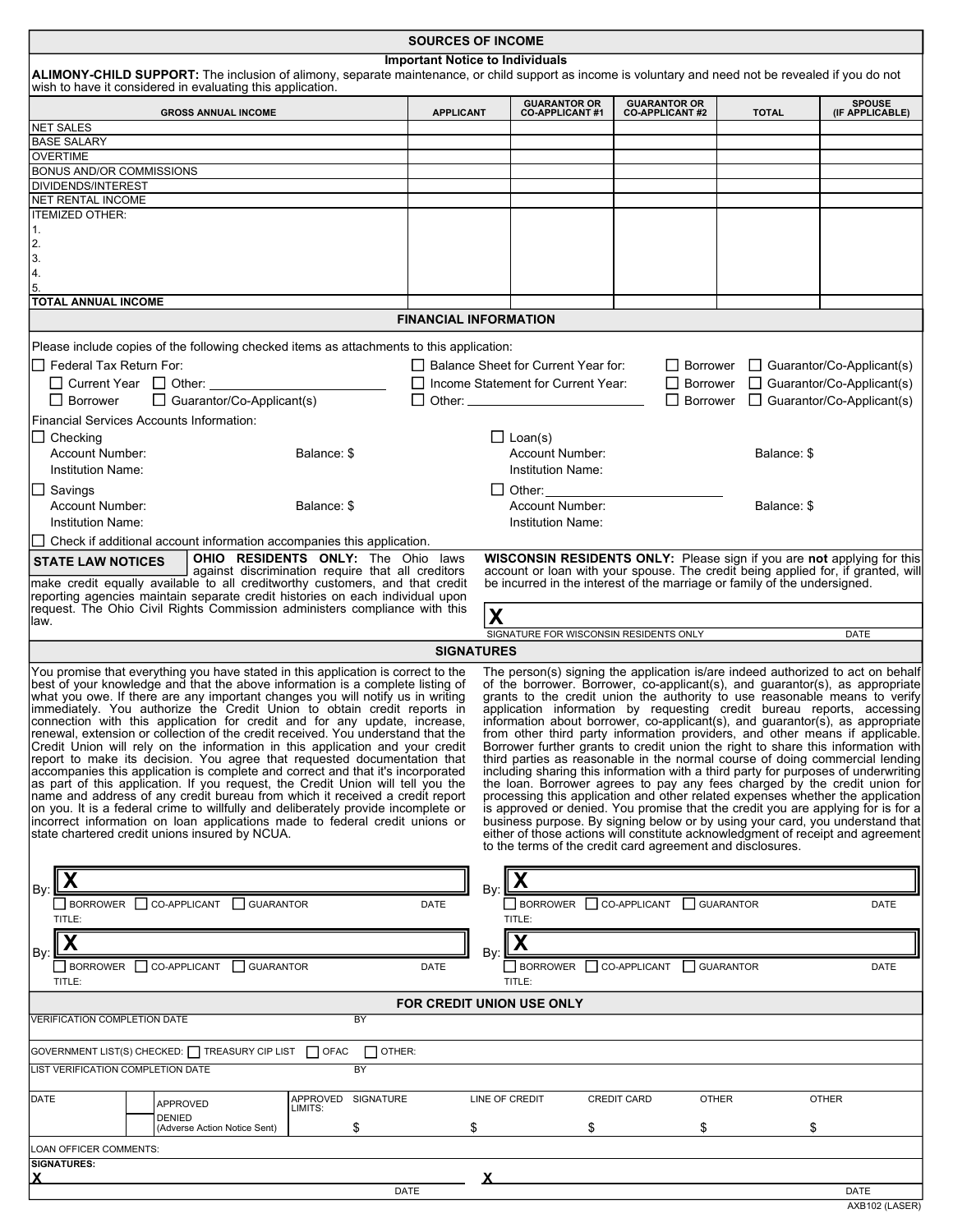## SOURCES OF INCOME

**Important Notice to Individuals**

**ALIMONY-CHILD SUPPORT:** The inclusion of alimony, separate maintenance, or child support as income is voluntary and need not be revealed if you do not wish to have it considered in evaluating this application.

| GROSS ANNUAL INCOME | APPLICANT | GUARANTOR OR CO-APPLICANT #1 | GUARANTOR OR CO-APPLICANT #2 | TOTAL | SPOUSE (IF APPLICABLE) |
|---|---|---|---|---|---|
| NET SALES | | | | | |
| BASE SALARY | | | | | |
| OVERTIME | | | | | |
| BONUS AND/OR COMMISSIONS | | | | | |
| DIVIDENDS/INTEREST | | | | | |
| NET RENTAL INCOME | | | | | |
| ITEMIZED OTHER:<br>1.<br>2.<br>3.<br>4.<br>5. | | | | | |
| TOTAL ANNUAL INCOME | | | | | |

## FINANCIAL INFORMATION

Please include copies of the following checked items as attachments to this application:

☐ Federal Tax Return For:
- ☐ Current Year ☐ Other: ____________
- ☐ Borrower ☐ Guarantor/Co-Applicant(s)

☐ Balance Sheet for Current Year for: ☐ Borrower ☐ Guarantor/Co-Applicant(s)

☐ Income Statement for Current Year: ☐ Borrower ☐ Guarantor/Co-Applicant(s)

☐ Other: ____________ ☐ Borrower ☐ Guarantor/Co-Applicant(s)

Financial Services Accounts Information:

☐ Checking
Account Number: Balance: $
Institution Name:

☐ Savings
Account Number: Balance: $
Institution Name:

☐ Loan(s)
Account Number: Balance: $
Institution Name:

☐ Other: ____________
Account Number: Balance: $
Institution Name:

☐ Check if additional account information accompanies this application.

**STATE LAW NOTICES**

**OHIO RESIDENTS ONLY:** The Ohio laws against discrimination require that all creditors make credit equally available to all creditworthy customers, and that credit reporting agencies maintain separate credit histories on each individual upon request. The Ohio Civil Rights Commission administers compliance with this law.

**WISCONSIN RESIDENTS ONLY:** Please sign if you are **not** applying for this account or loan with your spouse. The credit being applied for, if granted, will be incurred in the interest of the marriage or family of the undersigned.

X ____________
SIGNATURE FOR WISCONSIN RESIDENTS ONLY DATE

## SIGNATURES

You promise that everything you have stated in this application is correct to the best of your knowledge and that the above information is a complete listing of what you owe. If there are any important changes you will notify us in writing immediately. You authorize the Credit Union to obtain credit reports in connection with this application for credit and for any update, increase, renewal, extension or collection of the credit received. You understand that the Credit Union will rely on the information in this application and your credit report to make its decision. You agree that requested documentation that accompanies this application is complete and correct and that it's incorporated as part of this application. If you request, the Credit Union will tell you the name and address of any credit bureau from which it received a credit report on you. It is a federal crime to willfully and deliberately provide incomplete or incorrect information on loan applications made to federal credit unions or state chartered credit unions insured by NCUA.

The person(s) signing the application is/are indeed authorized to act on behalf of the borrower. Borrower, co-applicant(s), and guarantor(s), as appropriate grants to the credit union the authority to use reasonable means to verify application information by requesting credit bureau reports, accessing information about borrower, co-applicant(s), and guarantor(s), as appropriate from other third party information providers, and other means if applicable. Borrower further grants to credit union the right to share this information with third parties as reasonable in the normal course of doing commercial lending including sharing this information with a third party for purposes of underwriting the loan. Borrower agrees to pay any fees charged by the credit union for processing this application and other related expenses whether the application is approved or denied. You promise that the credit you are applying for is for a business purpose. By signing below or by using your card, you understand that either of those actions will constitute acknowledgment of receipt and agreement to the terms of the credit card agreement and disclosures.

By: X ____________
☐ BORROWER ☐ CO-APPLICANT ☐ GUARANTOR DATE
TITLE:

By: X ____________
☐ BORROWER ☐ CO-APPLICANT ☐ GUARANTOR DATE
TITLE:

By: X ____________
☐ BORROWER ☐ CO-APPLICANT ☐ GUARANTOR DATE
TITLE:

By: X ____________
☐ BORROWER ☐ CO-APPLICANT ☐ GUARANTOR DATE
TITLE:

## FOR CREDIT UNION USE ONLY

VERIFICATION COMPLETION DATE BY

GOVERNMENT LIST(S) CHECKED: ☐ TREASURY CIP LIST ☐ OFAC ☐ OTHER:

LIST VERIFICATION COMPLETION DATE BY

| DATE | APPROVED / DENIED (Adverse Action Notice Sent) | APPROVED LIMITS: SIGNATURE | LINE OF CREDIT | CREDIT CARD | OTHER | OTHER |
|---|---|---|---|---|---|---|
| | | $ | $ | $ | $ | $ |

LOAN OFFICER COMMENTS:

**SIGNATURES:**

X ____________ DATE

X ____________ DATE

AXB102 (LASER)